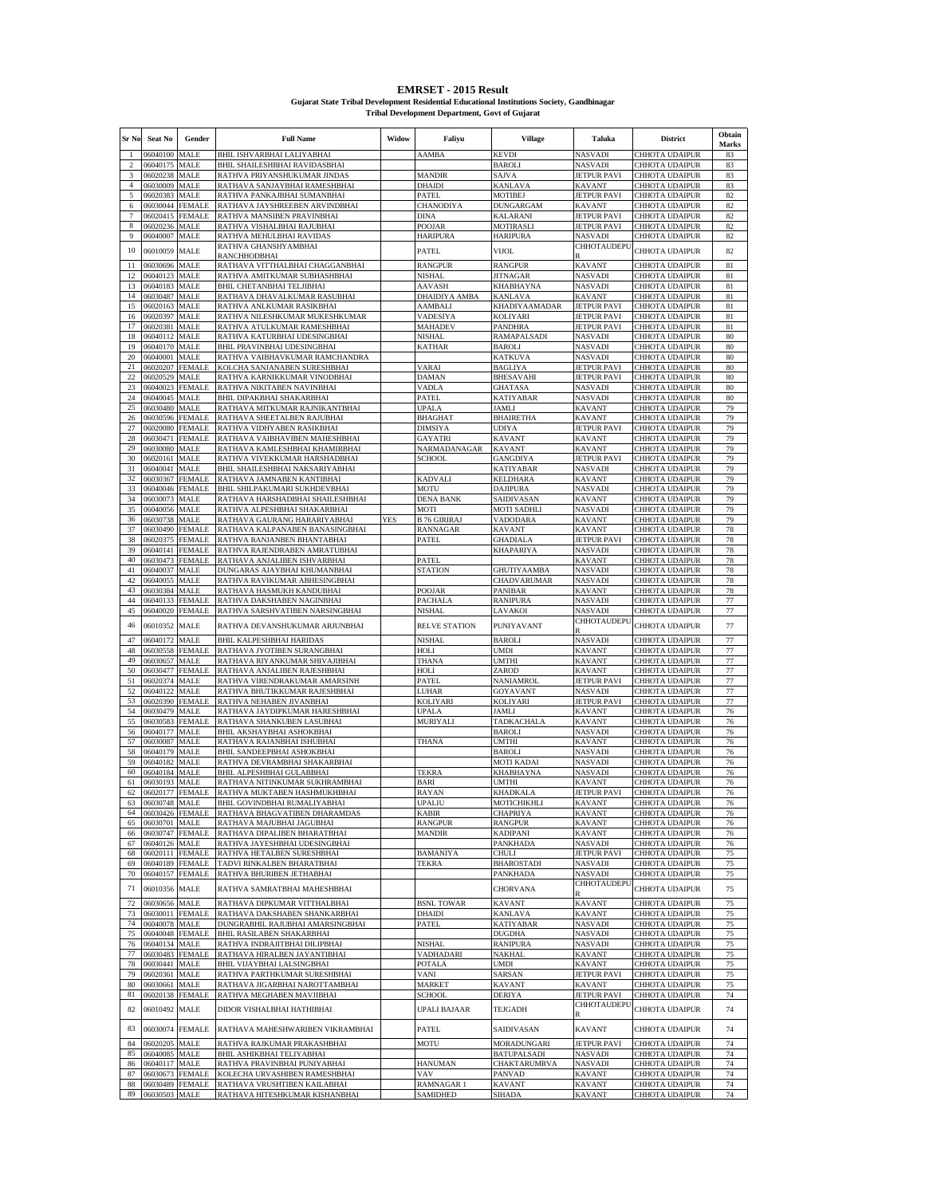# EMRSET - 2015 Result

**Gujarat State Tribal Development Residential Educational Institutions Society, Gandhinagar**

**Tribal Development Department, Govt of Gujarat**

| Sr No | Seat No | Gender | Full Name | Widow | Faliyu | Village | Taluka | District | Obtain Marks |
|---|---|---|---|---|---|---|---|---|---|
| 1 | 06040100 | MALE | BHIL ISHVARBHAI LALIYABHAI | | AAMBA | KEVDI | NASVADI | CHHOTA UDAIPUR | 83 |
| 2 | 06040175 | MALE | BHIL SHAILESHBHAI RAVIDASBHAI | | | BAROLI | NASVADI | CHHOTA UDAIPUR | 83 |
| 3 | 06020238 | MALE | RATHVA PRIYANSHUKUMAR JINDAS | | MANDIR | SAJVA | JETPUR PAVI | CHHOTA UDAIPUR | 83 |
| 4 | 06030009 | MALE | RATHAVA SANJAYBHAI RAMESHBHAI | | DHAIDI | KANLAVA | KAVANT | CHHOTA UDAIPUR | 83 |
| 5 | 06020383 | MALE | RATHVA PANKAJBHAI SUMANBHAI | | PATEL | MOTIBEJ | JETPUR PAVI | CHHOTA UDAIPUR | 82 |
| 6 | 06030044 | FEMALE | RATHAVA JAYSHREEBEN ARVINDBHAI | | CHANODIYA | DUNGARGAM | KAVANT | CHHOTA UDAIPUR | 82 |
| 7 | 06020415 | FEMALE | RATHVA MANSIBEN PRAVINBHAI | | DINA | KALARANI | JETPUR PAVI | CHHOTA UDAIPUR | 82 |
| 8 | 06020236 | MALE | RATHVA VISHALBHAI RAJUBHAI | | POOJAR | MOTIRASLI | JETPUR PAVI | CHHOTA UDAIPUR | 82 |
| 9 | 06040007 | MALE | RATHVA MEHULBHAI RAVIDAS | | HARIPURA | HARIPURA | NASVADI | CHHOTA UDAIPUR | 82 |
| 10 | 06010059 | MALE | RATHVA GHANSHYAMBHAI RANCHHODBHAI | | PATEL | VIJOL | CHHOTAUDEPUR | CHHOTA UDAIPUR | 82 |
| 11 | 06030696 | MALE | RATHAVA VITTHALBHAI CHAGGANBHAI | | RANGPUR | RANGPUR | KAVANT | CHHOTA UDAIPUR | 81 |
| 12 | 06040123 | MALE | RATHVA AMITKUMAR SUBHASHBHAI | | NISHAL | JITNAGAR | NASVADI | CHHOTA UDAIPUR | 81 |
| 13 | 06040183 | MALE | BHIL CHETANBHAI TELJIBHAI | | AAVASH | KHABHAYNA | NASVADI | CHHOTA UDAIPUR | 81 |
| 14 | 06030487 | MALE | RATHAVA DHAVALKUMAR RASUBHAI | | DHAIDIYA AMBA | KANLAVA | KAVANT | CHHOTA UDAIPUR | 81 |
| 15 | 06020163 | MALE | RATHVA ANLKUMAR RASIKBHAI | | AAMBALI | KHADIYAAMADAR | JETPUR PAVI | CHHOTA UDAIPUR | 81 |
| 16 | 06020397 | MALE | RATHVA NILESHKUMAR MUKESHKUMAR | | VADESIYA | KOLIYARI | JETPUR PAVI | CHHOTA UDAIPUR | 81 |
| 17 | 06020381 | MALE | RATHVA ATULKUMAR RAMESHBHAI | | MAHADEV | PANDHRA | JETPUR PAVI | CHHOTA UDAIPUR | 81 |
| 18 | 06040112 | MALE | RATHVA KATURBHAI UDESINGBHAI | | NISHAL | RAMAPALSADI | NASVADI | CHHOTA UDAIPUR | 80 |
| 19 | 06040170 | MALE | BHIL PRAVINBHAI UDESINGBHAI | | KATHAR | BAROLI | NASVADI | CHHOTA UDAIPUR | 80 |
| 20 | 06040001 | MALE | RATHVA VAIBHAVKUMAR RAMCHANDRA | | | KATKUVA | NASVADI | CHHOTA UDAIPUR | 80 |
| 21 | 06020207 | FEMALE | KOLCHA SANJANABEN SURESHBHAI | | VARAI | BAGLIYA | JETPUR PAVI | CHHOTA UDAIPUR | 80 |
| 22 | 06020529 | MALE | RATHVA KARNIKKUMAR VINODBHAI | | DAMAN | BHESAVAHI | JETPUR PAVI | CHHOTA UDAIPUR | 80 |
| 23 | 06040023 | FEMALE | RATHVA NIKITABEN NAVINBHAI | | VADLA | GHATASA | NASVADI | CHHOTA UDAIPUR | 80 |
| 24 | 06040045 | MALE | BHIL DIPAKBHAI SHAKARBHAI | | PATEL | KATIYABAR | NASVADI | CHHOTA UDAIPUR | 80 |
| 25 | 06030480 | MALE | RATHAVA MITKUMAR RAJNIKANTBHAI | | UPALA | JAMLI | KAVANT | CHHOTA UDAIPUR | 79 |
| 26 | 06030596 | FEMALE | RATHAVA SHEETALBEN RAJUBHAI | | BHAGHAT | BHAIRETHA | KAVANT | CHHOTA UDAIPUR | 79 |
| 27 | 06020080 | FEMALE | RATHVA VIDHYABEN RASIKBHAI | | DIMSIYA | UDIYA | JETPUR PAVI | CHHOTA UDAIPUR | 79 |
| 28 | 06030471 | FEMALE | RATHAVA VAIBHAVIBEN MAHESHBHAI | | GAYATRI | KAVANT | KAVANT | CHHOTA UDAIPUR | 79 |
| 29 | 06030080 | MALE | RATHAVA KAMLESHBHAI KHAMIRBHAI | | NARMADANAGAR | KAVANT | KAVANT | CHHOTA UDAIPUR | 79 |
| 30 | 06020161 | MALE | RATHVA VIVEKKUMAR HARSHADBHAI | | SCHOOL | GANGDIYA | JETPUR PAVI | CHHOTA UDAIPUR | 79 |
| 31 | 06040041 | MALE | BHIL SHAILESHBHAI NAKSARIYABHAI | | | KATIYABAR | NASVADI | CHHOTA UDAIPUR | 79 |
| 32 | 06030367 | FEMALE | RATHAVA JAMNABEN KANTIBHAI | | KADVALI | KELDHARA | KAVANT | CHHOTA UDAIPUR | 79 |
| 33 | 06040046 | FEMALE | BHIL SHILPAKUMARI SUKHDEVBHAI | | MOTU | DAJIPURA | NASVADI | CHHOTA UDAIPUR | 79 |
| 34 | 06030073 | MALE | RATHAVA HARSHADBHAI SHAILESHBHAI | | DENA BANK | SAIDIVASAN | KAVANT | CHHOTA UDAIPUR | 79 |
| 35 | 06040056 | MALE | RATHVA ALPESHBHAI SHAKARBHAI | | MOTI | MOTI SADHLI | NASVADI | CHHOTA UDAIPUR | 79 |
| 36 | 06030738 | MALE | RATHAVA GAURANG HARARIYABHAI | YES | B 76 GIRIRAJ | VADODARA | KAVANT | CHHOTA UDAIPUR | 79 |
| 37 | 06030490 | FEMALE | RATHAVA KALPANABEN BANASINGBHAI | | RANNAGAR | KAVANT | KAVANT | CHHOTA UDAIPUR | 78 |
| 38 | 06020375 | FEMALE | RATHVA RANJANBEN BHANTABHAI | | PATEL | GHADIALA | JETPUR PAVI | CHHOTA UDAIPUR | 78 |
| 39 | 06040141 | FEMALE | RATHVA RAJENDRABEN AMRATUBHAI | | | KHAPARIYA | NASVADI | CHHOTA UDAIPUR | 78 |
| 40 | 06030473 | FEMALE | RATHAVA ANJALIBEN ISHVARBHAI | | PATEL | | KAVANT | CHHOTA UDAIPUR | 78 |
| 41 | 06040037 | MALE | DUNGARAS AJAYBHAI KHUMANBHAI | | STATION | GHUTIYAAMBA | NASVADI | CHHOTA UDAIPUR | 78 |
| 42 | 06040055 | MALE | RATHVA RAVIKUMAR ABHESINGBHAI | | | CHADVARUMAR | NASVADI | CHHOTA UDAIPUR | 78 |
| 43 | 06030384 | MALE | RATHAVA HASMUKH KANDUBHAI | | POOJAR | PANIBAR | KAVANT | CHHOTA UDAIPUR | 78 |
| 44 | 06040133 | FEMALE | RATHVA DAKSHABEN NAGINBHAI | | PACHALA | RANIPURA | NASVADI | CHHOTA UDAIPUR | 77 |
| 45 | 06040020 | FEMALE | RATHVA SARSHVATIBEN NARSINGBHAI | | NISHAL | LAVAKOI | NASVADI | CHHOTA UDAIPUR | 77 |
| 46 | 06010352 | MALE | RATHVA DEVANSHUKUMAR ARJUNBHAI | | RELVE STATION | PUNIYAVANT | CHHOTAUDEPUR | CHHOTA UDAIPUR | 77 |
| 47 | 06040172 | MALE | BHIL KALPESHBHAI HARIDAS | | NISHAL | BAROLI | NASVADI | CHHOTA UDAIPUR | 77 |
| 48 | 06030558 | FEMALE | RATHAVA JYOTIBEN SURANGBHAI | | HOLI | UMDI | KAVANT | CHHOTA UDAIPUR | 77 |
| 49 | 06030657 | MALE | RATHAVA RIYANKUMAR SHIVAJIBHAI | | THANA | UMTHI | KAVANT | CHHOTA UDAIPUR | 77 |
| 50 | 06030477 | FEMALE | RATHAVA ANJALIBEN RAJESHBHAI | | HOLI | ZAROD | KAVANT | CHHOTA UDAIPUR | 77 |
| 51 | 06020374 | MALE | RATHVA VIRENDRAKUMAR AMARSINH | | PATEL | NANIAMROL | JETPUR PAVI | CHHOTA UDAIPUR | 77 |
| 52 | 06040122 | MALE | RATHVA BHUTIKKUMAR RAJESHBHAI | | LUHAR | GOYAVANT | NASVADI | CHHOTA UDAIPUR | 77 |
| 53 | 06020390 | FEMALE | RATHVA NEHABEN JIVANBHAI | | KOLIYARI | KOLIYARI | JETPUR PAVI | CHHOTA UDAIPUR | 77 |
| 54 | 06030479 | MALE | RATHAVA JAYDIPKUMAR HARESHBHAI | | UPALA | JAMLI | KAVANT | CHHOTA UDAIPUR | 76 |
| 55 | 06030583 | FEMALE | RATHAVA SHANKUBEN LASUBHAI | | MURIYALI | TADKACHALA | KAVANT | CHHOTA UDAIPUR | 76 |
| 56 | 06040177 | MALE | BHIL AKSHAYBHAI ASHOKBHAI | | | BAROLI | NASVADI | CHHOTA UDAIPUR | 76 |
| 57 | 06030087 | MALE | RATHAVA RAJANBHAI ISHUBHAI | | THANA | UMTHI | KAVANT | CHHOTA UDAIPUR | 76 |
| 58 | 06040179 | MALE | BHIL SANDEEPBHAI ASHOKBHAI | | | BAROLI | NASVADI | CHHOTA UDAIPUR | 76 |
| 59 | 06040182 | MALE | RATHVA DEVRAMBHAI SHAKARBHAI | | | MOTI KADAI | NASVADI | CHHOTA UDAIPUR | 76 |
| 60 | 06040184 | MALE | BHIL ALPESHBHAI GULABBHAI | | TEKRA | KHABHAYNA | NASVADI | CHHOTA UDAIPUR | 76 |
| 61 | 06030193 | MALE | RATHAVA NITINKUMAR SUKHRAMBHAI | | BARI | UMTHI | KAVANT | CHHOTA UDAIPUR | 76 |
| 62 | 06020177 | FEMALE | RATHVA MUKTABEN HASHMUKHBHAI | | RAYAN | KHADKALA | JETPUR PAVI | CHHOTA UDAIPUR | 76 |
| 63 | 06030748 | MALE | BHIL GOVINDBHAI RUMALIYABHAI | | UPALIU | MOTICHIKHLI | KAVANT | CHHOTA UDAIPUR | 76 |
| 64 | 06030426 | FEMALE | RATHAVA BHAGVATIBEN DHARAMDAS | | KABIR | CHAPRIYA | KAVANT | CHHOTA UDAIPUR | 76 |
| 65 | 06030701 | MALE | RATHAVA MAJUBHAI JAGUBHAI | | RANGPUR | RANGPUR | KAVANT | CHHOTA UDAIPUR | 76 |
| 66 | 06030747 | FEMALE | RATHAVA DIPALIBEN BHARATBHAI | | MANDIR | KADIPANI | KAVANT | CHHOTA UDAIPUR | 76 |
| 67 | 06040126 | MALE | RATHVA JAYESHBHAI UDESINGBHAI | | | PANKHADA | NASVADI | CHHOTA UDAIPUR | 76 |
| 68 | 06020111 | FEMALE | RATHVA HETALBEN SURESHBHAI | | BAMANIYA | CHULI | JETPUR PAVI | CHHOTA UDAIPUR | 75 |
| 69 | 06040189 | FEMALE | TADVI RINKALBEN BHARATBHAI | | TEKRA | BHAROSTADI | NASVADI | CHHOTA UDAIPUR | 75 |
| 70 | 06040157 | FEMALE | RATHVA BHURIBEN JETHABHAI | | | PANKHADA | NASVADI | CHHOTA UDAIPUR | 75 |
| 71 | 06010356 | MALE | RATHVA SAMRATBHAI MAHESHBHAI | | | CHORVANA | CHHOTAUDEPUR | CHHOTA UDAIPUR | 75 |
| 72 | 06030656 | MALE | RATHAVA DIPKUMAR VITTHALBHAI | | BSNL TOWAR | KAVANT | KAVANT | CHHOTA UDAIPUR | 75 |
| 73 | 06030011 | FEMALE | RATHAVA DAKSHABEN SHANKARBHAI | | DHAIDI | KANLAVA | KAVANT | CHHOTA UDAIPUR | 75 |
| 74 | 06040078 | MALE | DUNGRABHIL RAJUBHAI AMARSINGBHAI | | PATEL | KATIYABAR | NASVADI | CHHOTA UDAIPUR | 75 |
| 75 | 06040048 | FEMALE | BHIL RASILABEN SHAKARBHAI | | | DUGDHA | NASVADI | CHHOTA UDAIPUR | 75 |
| 76 | 06040134 | MALE | RATHVA INDRAJITBHAI DILIPBHAI | | NISHAL | RANIPURA | NASVADI | CHHOTA UDAIPUR | 75 |
| 77 | 06030483 | FEMALE | RATHAVA HIRALBEN JAYANTIBHAI | | VADHADARI | NAKHAL | KAVANT | CHHOTA UDAIPUR | 75 |
| 78 | 06030441 | MALE | BHIL VIJAYBHAI LALSINGBHAI | | POTALA | UMDI | KAVANT | CHHOTA UDAIPUR | 75 |
| 79 | 06020361 | MALE | RATHVA PARTHKUMAR SURESHBHAI | | VANI | SARSAN | JETPUR PAVI | CHHOTA UDAIPUR | 75 |
| 80 | 06030661 | MALE | RATHAVA JIGARBHAI NAROTTAMBHAI | | MARKET | KAVANT | KAVANT | CHHOTA UDAIPUR | 75 |
| 81 | 06020138 | FEMALE | RATHVA MEGHABEN MAVJIBHAI | | SCHOOL | DERIYA | JETPUR PAVI | CHHOTA UDAIPUR | 74 |
| 82 | 06010492 | MALE | DIDOR VISHALBHAI HATHIBHAI | | UPALI BAJAAR | TEJGADH | CHHOTAUDEPUR | CHHOTA UDAIPUR | 74 |
| 83 | 06030074 | FEMALE | RATHAVA MAHESHWARIBEN VIKRAMBHAI | | PATEL | SAIDIVASAN | KAVANT | CHHOTA UDAIPUR | 74 |
| 84 | 06020205 | MALE | RATHVA RAJKUMAR PRAKASHBHAI | | MOTU | MORADUNGARI | JETPUR PAVI | CHHOTA UDAIPUR | 74 |
| 85 | 06040085 | MALE | BHIL ASHIKBHAI TELIYABHAI | | | BATUPALSADI | NASVADI | CHHOTA UDAIPUR | 74 |
| 86 | 06040117 | MALE | RATHVA PRAVINBHAI PUNIYABHAI | | HANUMAN | CHAKTARUMRVA | NASVADI | CHHOTA UDAIPUR | 74 |
| 87 | 06030673 | FEMALE | KOLECHA URVASHIBEN RAMESHBHAI | | VAV | PANVAD | KAVANT | CHHOTA UDAIPUR | 74 |
| 88 | 06030489 | FEMALE | RATHAVA VRUSHTIBEN KAILABHAI | | RAMNAGAR 1 | KAVANT | KAVANT | CHHOTA UDAIPUR | 74 |
| 89 | 06030503 | MALE | RATHAVA HITESHKUMAR KISHANBHAI | | SAMIDHED | SIHADA | KAVANT | CHHOTA UDAIPUR | 74 |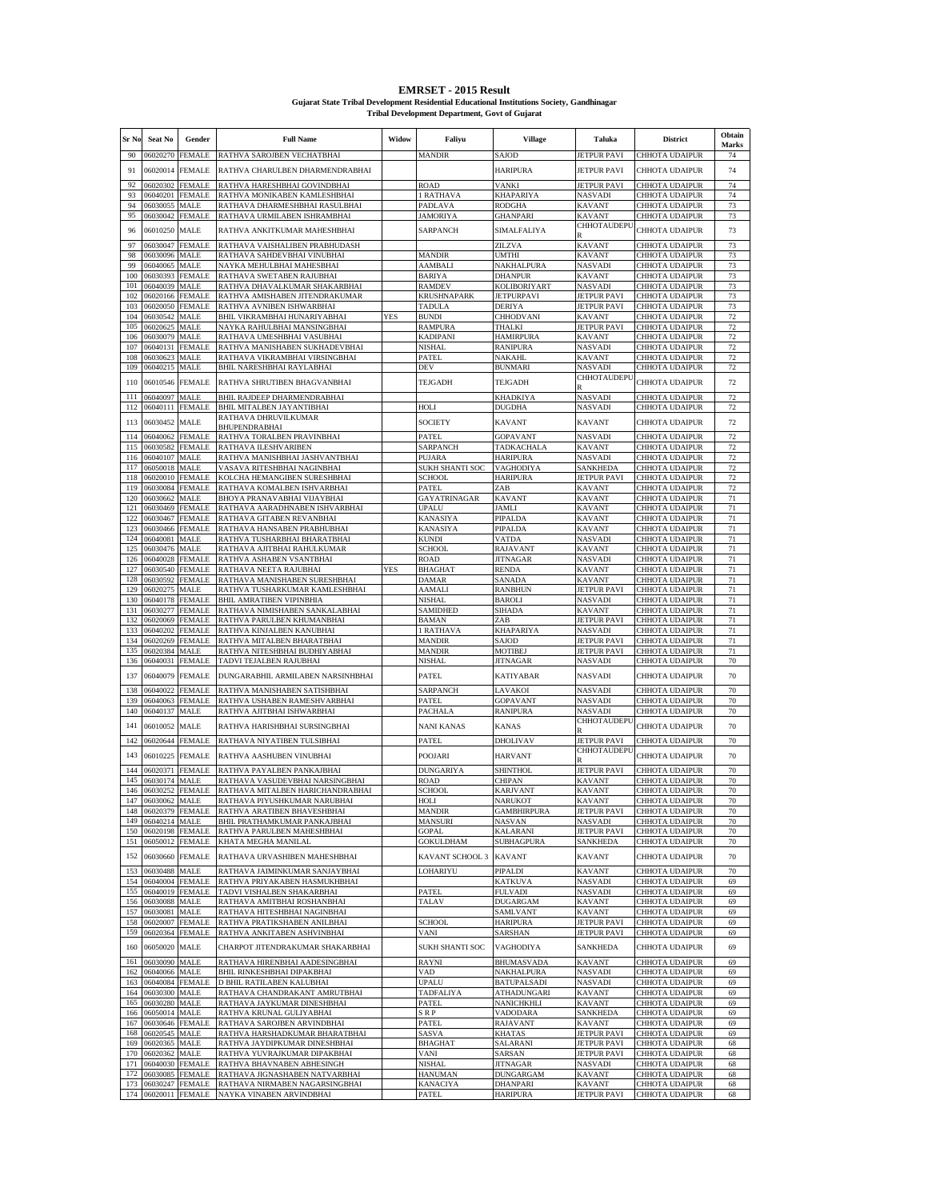# EMRSET - 2015 Result

**Gujarat State Tribal Development Residential Educational Institutions Society, Gandhinagar**

**Tribal Development Department, Govt of Gujarat**

| Sr No | Seat No | Gender | Full Name | Widow | Faliyu | Village | Taluka | District | Obtain Marks |
|---|---|---|---|---|---|---|---|---|---|
| 90 | 06020270 | FEMALE | RATHVA SAROJBEN VECHATBHAI | | MANDIR | SAJOD | JETPUR PAVI | CHHOTA UDAIPUR | 74 |
| 91 | 06020014 | FEMALE | RATHVA CHARULBEN DHARMENDRABHAI | | | HARIPURA | JETPUR PAVI | CHHOTA UDAIPUR | 74 |
| 92 | 06020302 | FEMALE | RATHVA HARESHBHAI GOVINDBHAI | | ROAD | VANKI | JETPUR PAVI | CHHOTA UDAIPUR | 74 |
| 93 | 06040201 | FEMALE | RATHVA MONIKABEN KAMLESHBHAI | | 1 RATHAVA | KHAPARIYA | NASVADI | CHHOTA UDAIPUR | 74 |
| 94 | 06030055 | MALE | RATHAVA DHARMESHBHAI RASULBHAI | | PADLAVA | RODGHA | KAVANT | CHHOTA UDAIPUR | 73 |
| 95 | 06030042 | FEMALE | RATHAVA URMILABEN ISHRAMBHAI | | JAMORIYA | GHANPARI | KAVANT | CHHOTA UDAIPUR | 73 |
| 96 | 06010250 | MALE | RATHVA ANKITKUMAR MAHESHBHAI | | SARPANCH | SIMALFALIYA | CHHOTAUDEPUR | CHHOTA UDAIPUR | 73 |
| 97 | 06030047 | FEMALE | RATHAVA VAISHALIBEN PRABHUDASH | | | ZILZVA | KAVANT | CHHOTA UDAIPUR | 73 |
| 98 | 06030096 | MALE | RATHAVA SAHDEVBHAI VINUBHAI | | MANDIR | UMTHI | KAVANT | CHHOTA UDAIPUR | 73 |
| 99 | 06040065 | MALE | NAYKA MEHULBHAI MAHESBHAI | | AAMBALI | NAKHALPURA | NASVADI | CHHOTA UDAIPUR | 73 |
| 100 | 06030393 | FEMALE | RATHAVA SWETABEN RAJUBHAI | | BARIYA | DHANPUR | KAVANT | CHHOTA UDAIPUR | 73 |
| 101 | 06040039 | MALE | RATHVA DHAVALKUMAR SHAKARBHAI | | RAMDEV | KOLIBORIYART | NASVADI | CHHOTA UDAIPUR | 73 |
| 102 | 06020166 | FEMALE | RATHVA AMISHABEN JITENDRAKUMAR | | KRUSHNAPARK | JETPURPAVI | JETPUR PAVI | CHHOTA UDAIPUR | 73 |
| 103 | 06020050 | FEMALE | RATHVA AVNIBEN ISHWARBHAI | | TADULA | DERIYA | JETPUR PAVI | CHHOTA UDAIPUR | 73 |
| 104 | 06030542 | MALE | BHIL VIKRAMBHAI HUNARIYABHAI | YES | BUNDI | CHHODVANI | KAVANT | CHHOTA UDAIPUR | 72 |
| 105 | 06020625 | MALE | NAYKA RAHULBHAI MANSINGBHAI | | RAMPURA | THALKI | JETPUR PAVI | CHHOTA UDAIPUR | 72 |
| 106 | 06030079 | MALE | RATHAVA UMESHBHAI VASUBHAI | | KADIPANI | HAMIRPURA | KAVANT | CHHOTA UDAIPUR | 72 |
| 107 | 06040131 | FEMALE | RATHVA MANISHABEN SUKHADEVBHAI | | NISHAL | RANIPURA | NASVADI | CHHOTA UDAIPUR | 72 |
| 108 | 06030623 | MALE | RATHAVA VIKRAMBHAI VIRSINGBHAI | | PATEL | NAKAHL | KAVANT | CHHOTA UDAIPUR | 72 |
| 109 | 06040215 | MALE | BHIL NARESHBHAI RAYLABHAI | | DEV | BUNMARI | NASVADI | CHHOTA UDAIPUR | 72 |
| 110 | 06010546 | FEMALE | RATHVA SHRUTIBEN BHAGVANBHAI | | TEJGADH | TEJGADH | CHHOTAUDEPUR | CHHOTA UDAIPUR | 72 |
| 111 | 06040097 | MALE | BHIL RAJDEEP DHARMENDRABHAI | | | KHADKIYA | NASVADI | CHHOTA UDAIPUR | 72 |
| 112 | 06040111 | FEMALE | BHIL MITALBEN JAYANTIBHAI | | HOLI | DUGDHA | NASVADI | CHHOTA UDAIPUR | 72 |
| 113 | 06030452 | MALE | RATHAVA DHRUVILKUMAR BHUPENDRABHAI | | SOCIETY | KAVANT | KAVANT | CHHOTA UDAIPUR | 72 |
| 114 | 06040062 | FEMALE | RATHVA TORALBEN PRAVINBHAI | | PATEL | GOPAVANT | NASVADI | CHHOTA UDAIPUR | 72 |
| 115 | 06030582 | FEMALE | RATHAVA ILESHVARIBEN | | SARPANCH | TADKACHALA | KAVANT | CHHOTA UDAIPUR | 72 |
| 116 | 06040107 | MALE | RATHVA MANISHBHAI JASHVANTBHAI | | PUJARA | HARIPURA | NASVADI | CHHOTA UDAIPUR | 72 |
| 117 | 06050018 | MALE | VASAVA RITESHBHAI NAGINBHAI | | SUKH SHANTI SOC | VAGHODIYA | SANKHEDA | CHHOTA UDAIPUR | 72 |
| 118 | 06020010 | FEMALE | KOLCHA HEMANGIBEN SURESHBHAI | | SCHOOL | HARIPURA | JETPUR PAVI | CHHOTA UDAIPUR | 72 |
| 119 | 06030084 | FEMALE | RATHAVA KOMALBEN ISHVARBHAI | | PATEL | ZAB | KAVANT | CHHOTA UDAIPUR | 72 |
| 120 | 06030662 | MALE | BHOYA PRANAVABHAI VIJAYBHAI | | GAYATRINAGAR | KAVANT | KAVANT | CHHOTA UDAIPUR | 71 |
| 121 | 06030469 | FEMALE | RATHAVA AARADHNABEN ISHVARBHAI | | UPALU | JAMLI | KAVANT | CHHOTA UDAIPUR | 71 |
| 122 | 06030467 | FEMALE | RATHAVA GITABEN REVANBHAI | | KANASIYA | PIPALDA | KAVANT | CHHOTA UDAIPUR | 71 |
| 123 | 06030466 | FEMALE | RATHAVA HANSABEN PRABHUBHAI | | KANASIYA | PIPALDA | KAVANT | CHHOTA UDAIPUR | 71 |
| 124 | 06040081 | MALE | RATHVA TUSHARBHAI BHARATBHAI | | KUNDI | VATDA | NASVADI | CHHOTA UDAIPUR | 71 |
| 125 | 06030476 | MALE | RATHAVA AJITBHAI RAHULKUMAR | | SCHOOL | RAJAVANT | KAVANT | CHHOTA UDAIPUR | 71 |
| 126 | 06040028 | FEMALE | RATHVA ASHABEN VSANTBHAI | | ROAD | JITNAGAR | NASVADI | CHHOTA UDAIPUR | 71 |
| 127 | 06030540 | FEMALE | RATHAVA NEETA RAJUBHAI | YES | BHAGHAT | RENDA | KAVANT | CHHOTA UDAIPUR | 71 |
| 128 | 06030592 | FEMALE | RATHAVA MANISHABEN SURESHBHAI | | DAMAR | SANADA | KAVANT | CHHOTA UDAIPUR | 71 |
| 129 | 06020275 | MALE | RATHVA TUSHARKUMAR KAMLESHBHAI | | AAMALI | RANBHUN | JETPUR PAVI | CHHOTA UDAIPUR | 71 |
| 130 | 06040178 | FEMALE | BHIL AMRATIBEN VIPINBHIA | | NISHAL | BAROLI | NASVADI | CHHOTA UDAIPUR | 71 |
| 131 | 06030277 | FEMALE | RATHAVA NIMISHABEN SANKALABHAI | | SAMIDHED | SIHADA | KAVANT | CHHOTA UDAIPUR | 71 |
| 132 | 06020069 | FEMALE | RATHVA PARULBEN KHUMANBHAI | | BAMAN | ZAB | JETPUR PAVI | CHHOTA UDAIPUR | 71 |
| 133 | 06040202 | FEMALE | RATHVA KINJALBEN KANUBHAI | | 1 RATHAVA | KHAPARIYA | NASVADI | CHHOTA UDAIPUR | 71 |
| 134 | 06020269 | FEMALE | RATHVA MITALBEN BHARATBHAI | | MANDIR | SAJOD | JETPUR PAVI | CHHOTA UDAIPUR | 71 |
| 135 | 06020384 | MALE | RATHVA NITESHBHAI BUDHIYABHAI | | MANDIR | MOTIBEJ | JETPUR PAVI | CHHOTA UDAIPUR | 71 |
| 136 | 06040031 | FEMALE | TADVI TEJALBEN RAJUBHAI | | NISHAL | JITNAGAR | NASVADI | CHHOTA UDAIPUR | 70 |
| 137 | 06040079 | FEMALE | DUNGARABHIL ARMILABEN NARSINHBHAI | | PATEL | KATIYABAR | NASVADI | CHHOTA UDAIPUR | 70 |
| 138 | 06040022 | FEMALE | RATHVA MANISHABEN SATISHBHAI | | SARPANCH | LAVAKOI | NASVADI | CHHOTA UDAIPUR | 70 |
| 139 | 06040063 | FEMALE | RATHVA USHABEN RAMESHVARBHAI | | PATEL | GOPAVANT | NASVADI | CHHOTA UDAIPUR | 70 |
| 140 | 06040137 | MALE | RATHVA AJITBHAI ISHWARBHAI | | PACHALA | RANIPURA | NASVADI | CHHOTA UDAIPUR | 70 |
| 141 | 06010052 | MALE | RATHVA HARISHBHAI SURSINGBHAI | | NANI KANAS | KANAS | CHHOTAUDEPUR | CHHOTA UDAIPUR | 70 |
| 142 | 06020644 | FEMALE | RATHVA NIYATIBEN TULSIBHAI | | PATEL | DHOLIVAV | JETPUR PAVI | CHHOTA UDAIPUR | 70 |
| 143 | 06010225 | FEMALE | RATHVA AASHUBEN VINUBHAI | | POOJARI | HARVANT | CHHOTAUDEPUR | CHHOTA UDAIPUR | 70 |
| 144 | 06020371 | FEMALE | RATHVA PAYALBEN PANKAJBHAI | | DUNGARIYA | SHINTHOL | JETPUR PAVI | CHHOTA UDAIPUR | 70 |
| 145 | 06030174 | MALE | RATHAVA VASUDEVBHAI NARSINGBHAI | | ROAD | CHIPAN | KAVANT | CHHOTA UDAIPUR | 70 |
| 146 | 06030252 | FEMALE | RATHAVA MITALBEN HARICHANDRABHAI | | SCHOOL | KARJVANT | KAVANT | CHHOTA UDAIPUR | 70 |
| 147 | 06030062 | MALE | RATHAVA PIYUSHKUMAR NARUBHAI | | HOLI | NARUKOT | KAVANT | CHHOTA UDAIPUR | 70 |
| 148 | 06020379 | FEMALE | RATHVA ARATIBEN BHAVESHBHAI | | MANDIR | GAMBHIRPURA | JETPUR PAVI | CHHOTA UDAIPUR | 70 |
| 149 | 06040214 | MALE | BHIL PRATHAMKUMAR PANKAJBHAI | | MANSURI | NASVAN | NASVADI | CHHOTA UDAIPUR | 70 |
| 150 | 06020198 | FEMALE | RATHVA PARULBEN MAHESHBHAI | | GOPAL | KALARANI | JETPUR PAVI | CHHOTA UDAIPUR | 70 |
| 151 | 06050012 | FEMALE | KHATA MEGHA MANILAL | | GOKULDHAM | SUBHAGPURA | SANKHEDA | CHHOTA UDAIPUR | 70 |
| 152 | 06030660 | FEMALE | RATHAVA URVASHIBEN MAHESHBHAI | | KAVANT SCHOOL 3 | KAVANT | KAVANT | CHHOTA UDAIPUR | 70 |
| 153 | 06030488 | MALE | RATHAVA JAIMINKUMAR SANJAYBHAI | | LOHARIYU | PIPALDI | KAVANT | CHHOTA UDAIPUR | 70 |
| 154 | 06040004 | FEMALE | RATHVA PRIYAKABEN HASMUKHBHAI | | | KATKUVA | NASVADI | CHHOTA UDAIPUR | 69 |
| 155 | 06040019 | FEMALE | TADVI VISHALBEN SHAKARBHAI | | PATEL | FULVADI | NASVADI | CHHOTA UDAIPUR | 69 |
| 156 | 06030088 | MALE | RATHAVA AMITBHAI ROSHANBHAI | | TALAV | DUGARGAM | KAVANT | CHHOTA UDAIPUR | 69 |
| 157 | 06030081 | MALE | RATHAVA HITESHBHAI NAGINBHAI | | | SAMLVANT | KAVANT | CHHOTA UDAIPUR | 69 |
| 158 | 06020007 | FEMALE | RATHVA PRATIKSHABEN ANILBHAI | | SCHOOL | HARIPURA | JETPUR PAVI | CHHOTA UDAIPUR | 69 |
| 159 | 06020364 | FEMALE | RATHVA ANKITABEN ASHVINBHAI | | VANI | SARSHAN | JETPUR PAVI | CHHOTA UDAIPUR | 69 |
| 160 | 06050020 | MALE | CHARPOT JITENDRAKUMAR SHAKARBHAI | | SUKH SHANTI SOC | VAGHODIYA | SANKHEDA | CHHOTA UDAIPUR | 69 |
| 161 | 06030090 | MALE | RATHAVA HIRENBHAI AADESINGBHAI | | RAYNI | BHUMASVADA | KAVANT | CHHOTA UDAIPUR | 69 |
| 162 | 06040066 | MALE | BHIL RINKESHBHAI DIPAKBHAI | | VAD | NAKHALPURA | NASVADI | CHHOTA UDAIPUR | 69 |
| 163 | 06040084 | FEMALE | D BHIL RATILABEN KALUBHAI | | UPALU | BATUPALSADI | NASVADI | CHHOTA UDAIPUR | 69 |
| 164 | 06030300 | MALE | RATHAVA CHANDRAKANT AMRUTBHAI | | TADFALIYA | ATHADUNGARI | KAVANT | CHHOTA UDAIPUR | 69 |
| 165 | 06030280 | MALE | RATHAVA JAYKUMAR DINESHBHAI | | PATEL | NANICHKHLI | KAVANT | CHHOTA UDAIPUR | 69 |
| 166 | 06050014 | MALE | RATHVA KRUNAL GULIYABHAI | | S R P | VADODARA | SANKHEDA | CHHOTA UDAIPUR | 69 |
| 167 | 06030646 | FEMALE | RATHAVA SAROJBEN ARVINDBHAI | | PATEL | RAJAVANT | KAVANT | CHHOTA UDAIPUR | 69 |
| 168 | 06020545 | MALE | RATHVA HARSHADKUMAR BHARATBHAI | | SASVA | KHATAS | JETPUR PAVI | CHHOTA UDAIPUR | 69 |
| 169 | 06020365 | MALE | RATHVA JAYDIPKUMAR DINESHBHAI | | BHAGHAT | SALARANI | JETPUR PAVI | CHHOTA UDAIPUR | 68 |
| 170 | 06020362 | MALE | RATHVA YUVRAJKUMAR DIPAKBHAI | | VANI | SARSAN | JETPUR PAVI | CHHOTA UDAIPUR | 68 |
| 171 | 06040030 | FEMALE | RATHVA BHAVNABEN ABHESINGH | | NISHAL | JITNAGAR | NASVADI | CHHOTA UDAIPUR | 68 |
| 172 | 06030085 | FEMALE | RATHAVA JIGNASHABEN NATVARBHAI | | HANUMAN | DUNGARGAM | KAVANT | CHHOTA UDAIPUR | 68 |
| 173 | 06030247 | FEMALE | RATHAVA NIRMABEN NAGARSINGBHAI | | KANACIYA | DHANPARI | KAVANT | CHHOTA UDAIPUR | 68 |
| 174 | 06020011 | FEMALE | NAYKA VINABEN ARVINDBHAI | | PATEL | HARIPURA | JETPUR PAVI | CHHOTA UDAIPUR | 68 |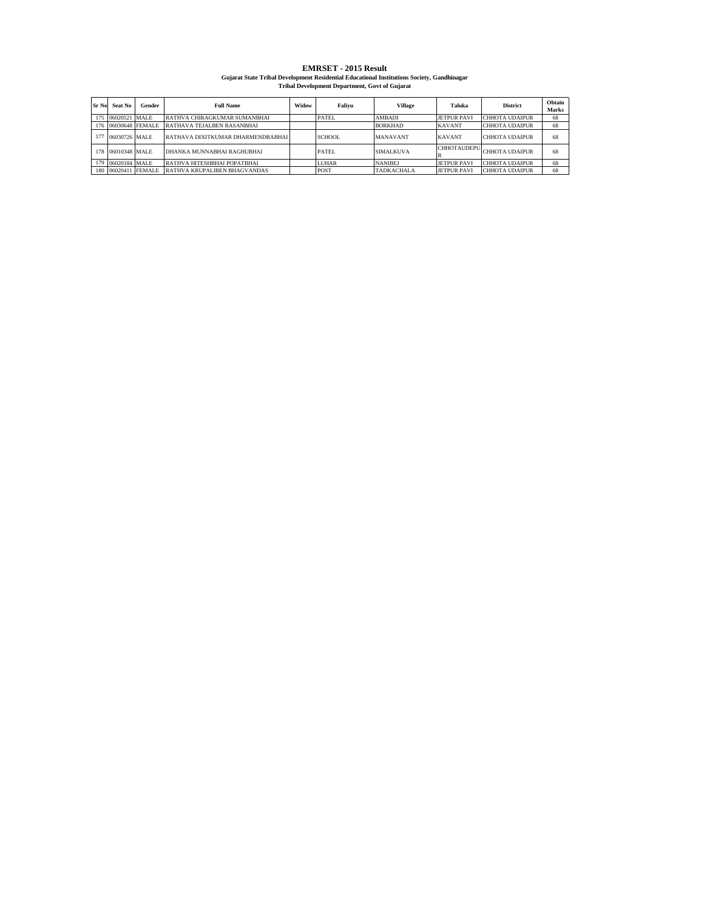# EMRSET - 2015 Result

**Gujarat State Tribal Development Residential Educational Institutions Society, Gandhinagar**

**Tribal Development Department, Govt of Gujarat**

| Sr No | Seat No | Gender | Full Name | Widow | Faliyu | Village | Taluka | District | Obtain Marks |
|---|---|---|---|---|---|---|---|---|---|
| 175 | 06020521 | MALE | RATHVA CHIRAGKUMAR SUMANBHAI | | PATEL | AMBADI | JETPUR PAVI | CHHOTA UDAIPUR | 68 |
| 176 | 06030648 | FEMALE | RATHAVA TEJALBEN RASANBHAI | | | BORKHAD | KAVANT | CHHOTA UDAIPUR | 68 |
| 177 | 06030726 | MALE | RATHAVA DIXITKUMAR DHARMENDRABHAI | | SCHOOL | MANAVANT | KAVANT | CHHOTA UDAIPUR | 68 |
| 178 | 06010348 | MALE | DHANKA MUNNABHAI RAGHUBHAI | | PATEL | SIMALKUVA | CHHOTAUDEPUR | CHHOTA UDAIPUR | 68 |
| 179 | 06020184 | MALE | RATHVA HITESHBHAI POPATBHAI | | LUHAR | NANIBEJ | JETPUR PAVI | CHHOTA UDAIPUR | 68 |
| 180 | 06020411 | FEMALE | RATHVA KRUPALIBEN BHAGVANDAS | | POST | TADKACHALA | JETPUR PAVI | CHHOTA UDAIPUR | 68 |